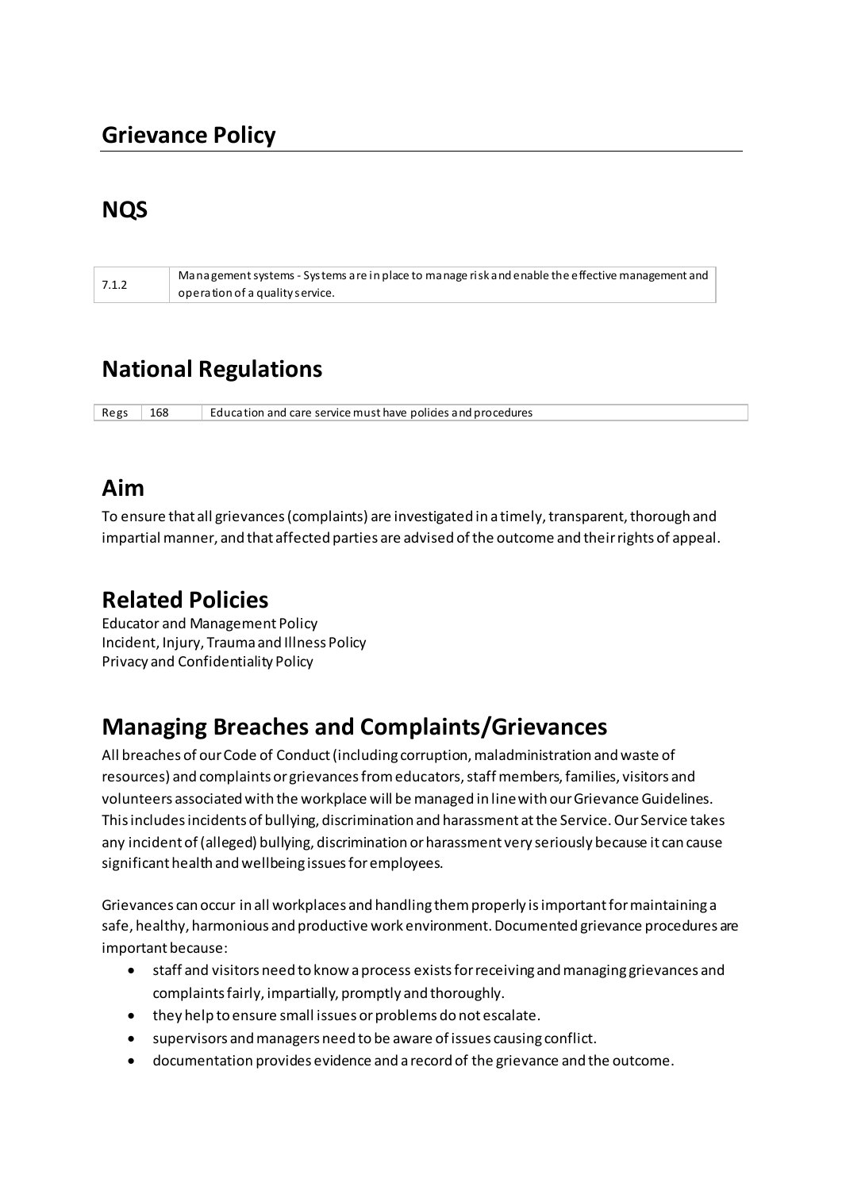# Grievance Policy

## NQS

| 7.1.2 | Management systems - Systems are in place to manage risk and enable the effective management and operation of a quality service. |
|---|---|

## National Regulations

| Regs | 168 | Education and care service must have policies and procedures |
|---|---|---|

## Aim

To ensure that all grievances (complaints) are investigated in a timely, transparent, thorough and impartial manner, and that affected parties are advised of the outcome and their rights of appeal.

## Related Policies

Educator and Management Policy
Incident, Injury, Trauma and Illness Policy
Privacy and Confidentiality Policy

## Managing Breaches and Complaints/Grievances

All breaches of our Code of Conduct (including corruption, maladministration and waste of resources) and complaints or grievances from educators, staff members, families, visitors and volunteers associated with the workplace will be managed in line with our Grievance Guidelines. This includes incidents of bullying, discrimination and harassment at the Service. Our Service takes any incident of (alleged) bullying, discrimination or harassment very seriously because it can cause significant health and wellbeing issues for employees.

Grievances can occur in all workplaces and handling them properly is important for maintaining a safe, healthy, harmonious and productive work environment. Documented grievance procedures are important because:

- staff and visitors need to know a process exists for receiving and managing grievances and complaints fairly, impartially, promptly and thoroughly.
- they help to ensure small issues or problems do not escalate.
- supervisors and managers need to be aware of issues causing conflict.
- documentation provides evidence and a record of the grievance and the outcome.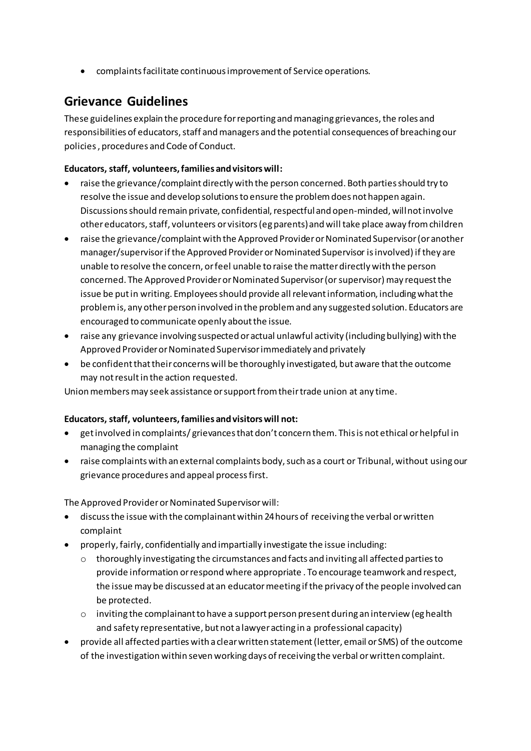- complaints facilitate continuous improvement of Service operations.

## Grievance Guidelines

These guidelines explain the procedure for reporting and managing grievances, the roles and responsibilities of educators, staff and managers and the potential consequences of breaching our policies , procedures and Code of Conduct.

**Educators, staff, volunteers, families and visitors will:**

- raise the grievance/complaint directly with the person concerned. Both parties should try to resolve the issue and develop solutions to ensure the problem does not happen again. Discussions should remain private, confidential, respectful and open-minded, will not involve other educators, staff, volunteers or visitors (eg parents) and will take place away from children
- raise the grievance/complaint with the Approved Provider or Nominated Supervisor (or another manager/supervisor if the Approved Provider or Nominated Supervisor is involved) if they are unable to resolve the concern, or feel unable to raise the matter directly with the person concerned. The Approved Provider or Nominated Supervisor (or supervisor) may request the issue be put in writing. Employees should provide all relevant information, including what the problem is, any other person involved in the problem and any suggested solution. Educators are encouraged to communicate openly about the issue.
- raise any grievance involving suspected or actual unlawful activity (including bullying) with the Approved Provider or Nominated Supervisor immediately and privately
- be confident that their concerns will be thoroughly investigated, but aware that the outcome may not result in the action requested.

Union members may seek assistance or support from their trade union at any time.

**Educators, staff, volunteers, families and visitors will not:**

- get involved in complaints/ grievances that don't concern them. This is not ethical or helpful in managing the complaint
- raise complaints with an external complaints body, such as a court or Tribunal, without using our grievance procedures and appeal process first.

The Approved Provider or Nominated Supervisor will:

- discuss the issue with the complainant within 24 hours of receiving the verbal or written complaint
- properly, fairly, confidentially and impartially investigate the issue including:
  - thoroughly investigating the circumstances and facts and inviting all affected parties to provide information or respond where appropriate . To encourage teamwork and respect, the issue may be discussed at an educator meeting if the privacy of the people involved can be protected.
  - inviting the complainant to have a support person present during an interview (eg health and safety representative, but not a lawyer acting in a professional capacity)
- provide all affected parties with a clear written statement (letter, email or SMS) of the outcome of the investigation within seven working days of receiving the verbal or written complaint.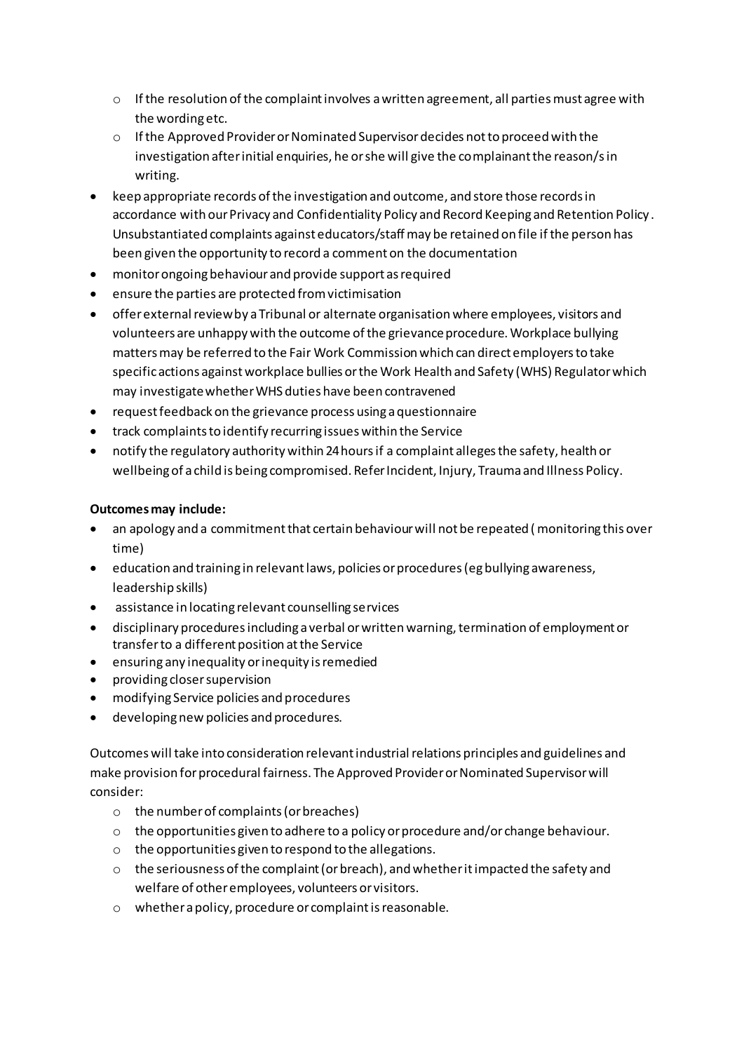- If the resolution of the complaint involves a written agreement, all parties must agree with the wording etc.
  - If the Approved Provider or Nominated Supervisor decides not to proceed with the investigation after initial enquiries, he or she will give the complainant the reason/s in writing.
- keep appropriate records of the investigation and outcome, and store those records in accordance with our Privacy and Confidentiality Policy and Record Keeping and Retention Policy. Unsubstantiated complaints against educators/staff may be retained on file if the person has been given the opportunity to record a comment on the documentation
- monitor ongoing behaviour and provide support as required
- ensure the parties are protected from victimisation
- offer external review by a Tribunal or alternate organisation where employees, visitors and volunteers are unhappy with the outcome of the grievance procedure. Workplace bullying matters may be referred to the Fair Work Commission which can direct employers to take specific actions against workplace bullies or the Work Health and Safety (WHS) Regulator which may investigate whether WHS duties have been contravened
- request feedback on the grievance process using a questionnaire
- track complaints to identify recurring issues within the Service
- notify the regulatory authority within 24 hours if a complaint alleges the safety, health or wellbeing of a child is being compromised. Refer Incident, Injury, Trauma and Illness Policy.

**Outcomes may include:**

- an apology and a commitment that certain behaviour will not be repeated ( monitoring this over time)
- education and training in relevant laws, policies or procedures (eg bullying awareness, leadership skills)
- assistance in locating relevant counselling services
- disciplinary procedures including a verbal or written warning, termination of employment or transfer to a different position at the Service
- ensuring any inequality or inequity is remedied
- providing closer supervision
- modifying Service policies and procedures
- developing new policies and procedures.

Outcomes will take into consideration relevant industrial relations principles and guidelines and make provision for procedural fairness. The Approved Provider or Nominated Supervisor will consider:

  - the number of complaints (or breaches)
  - the opportunities given to adhere to a policy or procedure and/or change behaviour.
  - the opportunities given to respond to the allegations.
  - the seriousness of the complaint (or breach), and whether it impacted the safety and welfare of other employees, volunteers or visitors.
  - whether a policy, procedure or complaint is reasonable.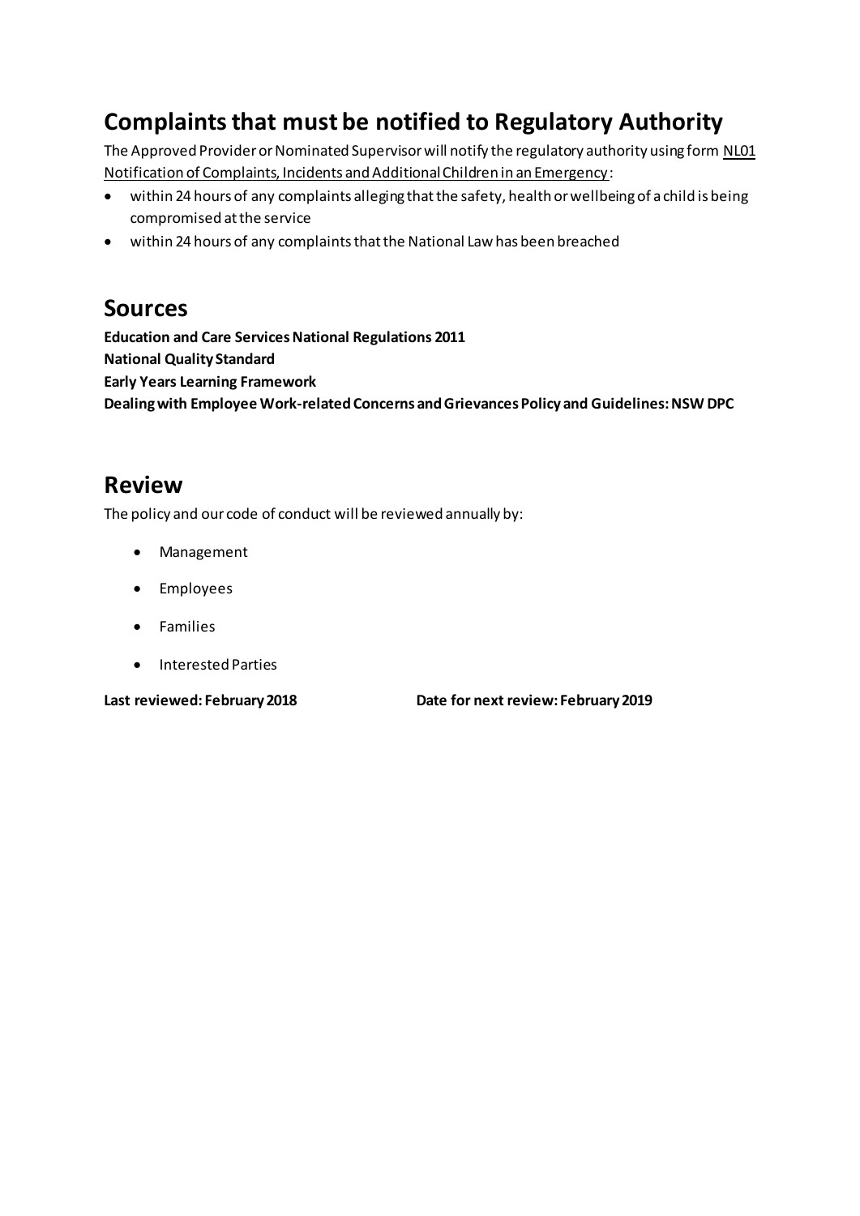## Complaints that must be notified to Regulatory Authority

The Approved Provider or Nominated Supervisor will notify the regulatory authority using form NL01 Notification of Complaints, Incidents and Additional Children in an Emergency:

- within 24 hours of any complaints alleging that the safety, health or wellbeing of a child is being compromised at the service
- within 24 hours of any complaints that the National Law has been breached

## Sources

**Education and Care Services National Regulations 2011**
**National Quality Standard**
**Early Years Learning Framework**
**Dealing with Employee Work-related Concerns and Grievances Policy and Guidelines: NSW DPC**

## Review

The policy and our code of conduct will be reviewed annually by:

- Management
- Employees
- Families
- Interested Parties

**Last reviewed: February 2018** **Date for next review: February 2019**